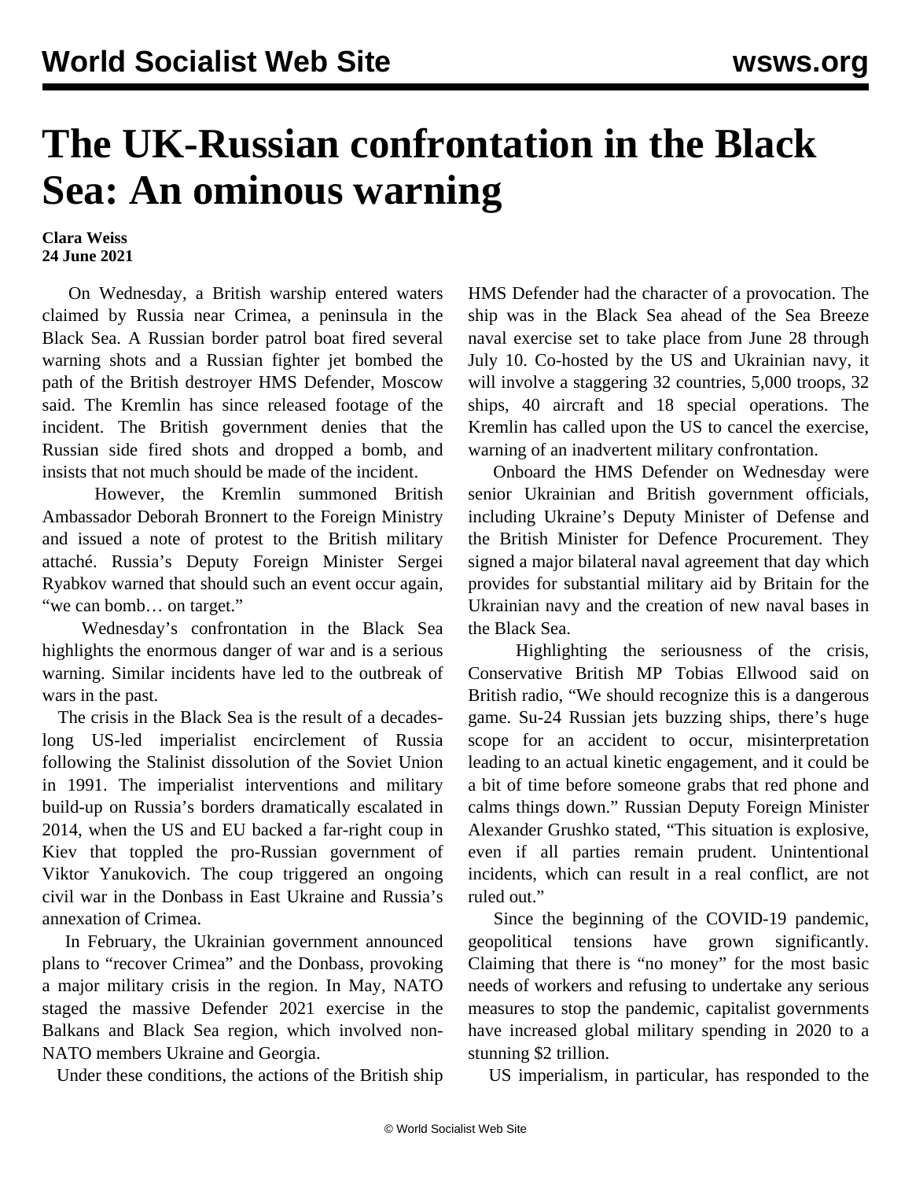# The UK-Russian confrontation in the Black Sea: An ominous warning

**Clara Weiss**
**24 June 2021**

On Wednesday, a British warship entered waters claimed by Russia near Crimea, a peninsula in the Black Sea. A Russian border patrol boat fired several warning shots and a Russian fighter jet bombed the path of the British destroyer HMS Defender, Moscow said. The Kremlin has since released footage of the incident. The British government denies that the Russian side fired shots and dropped a bomb, and insists that not much should be made of the incident.

However, the Kremlin summoned British Ambassador Deborah Bronnert to the Foreign Ministry and issued a note of protest to the British military attaché. Russia's Deputy Foreign Minister Sergei Ryabkov warned that should such an event occur again, "we can bomb… on target."

Wednesday's confrontation in the Black Sea highlights the enormous danger of war and is a serious warning. Similar incidents have led to the outbreak of wars in the past.

The crisis in the Black Sea is the result of a decades-long US-led imperialist encirclement of Russia following the Stalinist dissolution of the Soviet Union in 1991. The imperialist interventions and military build-up on Russia's borders dramatically escalated in 2014, when the US and EU backed a far-right coup in Kiev that toppled the pro-Russian government of Viktor Yanukovich. The coup triggered an ongoing civil war in the Donbass in East Ukraine and Russia's annexation of Crimea.

In February, the Ukrainian government announced plans to "recover Crimea" and the Donbass, provoking a major military crisis in the region. In May, NATO staged the massive Defender 2021 exercise in the Balkans and Black Sea region, which involved non-NATO members Ukraine and Georgia.

Under these conditions, the actions of the British ship HMS Defender had the character of a provocation. The ship was in the Black Sea ahead of the Sea Breeze naval exercise set to take place from June 28 through July 10. Co-hosted by the US and Ukrainian navy, it will involve a staggering 32 countries, 5,000 troops, 32 ships, 40 aircraft and 18 special operations. The Kremlin has called upon the US to cancel the exercise, warning of an inadvertent military confrontation.

Onboard the HMS Defender on Wednesday were senior Ukrainian and British government officials, including Ukraine's Deputy Minister of Defense and the British Minister for Defence Procurement. They signed a major bilateral naval agreement that day which provides for substantial military aid by Britain for the Ukrainian navy and the creation of new naval bases in the Black Sea.

Highlighting the seriousness of the crisis, Conservative British MP Tobias Ellwood said on British radio, "We should recognize this is a dangerous game. Su-24 Russian jets buzzing ships, there's huge scope for an accident to occur, misinterpretation leading to an actual kinetic engagement, and it could be a bit of time before someone grabs that red phone and calms things down." Russian Deputy Foreign Minister Alexander Grushko stated, "This situation is explosive, even if all parties remain prudent. Unintentional incidents, which can result in a real conflict, are not ruled out."

Since the beginning of the COVID-19 pandemic, geopolitical tensions have grown significantly. Claiming that there is "no money" for the most basic needs of workers and refusing to undertake any serious measures to stop the pandemic, capitalist governments have increased global military spending in 2020 to a stunning $2 trillion.

US imperialism, in particular, has responded to the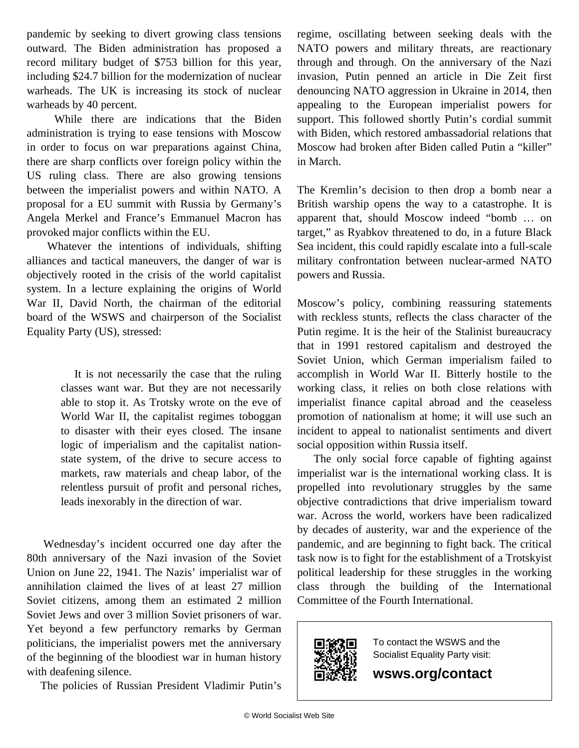pandemic by seeking to divert growing class tensions outward. The Biden administration has proposed a record military budget of $753 billion for this year, including $24.7 billion for the modernization of nuclear warheads. The UK is increasing its stock of nuclear warheads by 40 percent.

While there are indications that the Biden administration is trying to ease tensions with Moscow in order to focus on war preparations against China, there are sharp conflicts over foreign policy within the US ruling class. There are also growing tensions between the imperialist powers and within NATO. A proposal for a EU summit with Russia by Germany's Angela Merkel and France's Emmanuel Macron has provoked major conflicts within the EU.

Whatever the intentions of individuals, shifting alliances and tactical maneuvers, the danger of war is objectively rooted in the crisis of the world capitalist system. In a lecture explaining the origins of World War II, David North, the chairman of the editorial board of the WSWS and chairperson of the Socialist Equality Party (US), stressed:

> It is not necessarily the case that the ruling classes want war. But they are not necessarily able to stop it. As Trotsky wrote on the eve of World War II, the capitalist regimes toboggan to disaster with their eyes closed. The insane logic of imperialism and the capitalist nation-state system, of the drive to secure access to markets, raw materials and cheap labor, of the relentless pursuit of profit and personal riches, leads inexorably in the direction of war.

Wednesday's incident occurred one day after the 80th anniversary of the Nazi invasion of the Soviet Union on June 22, 1941. The Nazis' imperialist war of annihilation claimed the lives of at least 27 million Soviet citizens, among them an estimated 2 million Soviet Jews and over 3 million Soviet prisoners of war. Yet beyond a few perfunctory remarks by German politicians, the imperialist powers met the anniversary of the beginning of the bloodiest war in human history with deafening silence.

The policies of Russian President Vladimir Putin's regime, oscillating between seeking deals with the NATO powers and military threats, are reactionary through and through. On the anniversary of the Nazi invasion, Putin penned an article in Die Zeit first denouncing NATO aggression in Ukraine in 2014, then appealing to the European imperialist powers for support. This followed shortly Putin's cordial summit with Biden, which restored ambassadorial relations that Moscow had broken after Biden called Putin a "killer" in March.

The Kremlin's decision to then drop a bomb near a British warship opens the way to a catastrophe. It is apparent that, should Moscow indeed "bomb … on target," as Ryabkov threatened to do, in a future Black Sea incident, this could rapidly escalate into a full-scale military confrontation between nuclear-armed NATO powers and Russia.

Moscow's policy, combining reassuring statements with reckless stunts, reflects the class character of the Putin regime. It is the heir of the Stalinist bureaucracy that in 1991 restored capitalism and destroyed the Soviet Union, which German imperialism failed to accomplish in World War II. Bitterly hostile to the working class, it relies on both close relations with imperialist finance capital abroad and the ceaseless promotion of nationalism at home; it will use such an incident to appeal to nationalist sentiments and divert social opposition within Russia itself.

The only social force capable of fighting against imperialist war is the international working class. It is propelled into revolutionary struggles by the same objective contradictions that drive imperialism toward war. Across the world, workers have been radicalized by decades of austerity, war and the experience of the pandemic, and are beginning to fight back. The critical task now is to fight for the establishment of a Trotskyist political leadership for these struggles in the working class through the building of the International Committee of the Fourth International.

To contact the WSWS and the Socialist Equality Party visit:

**wsws.org/contact**